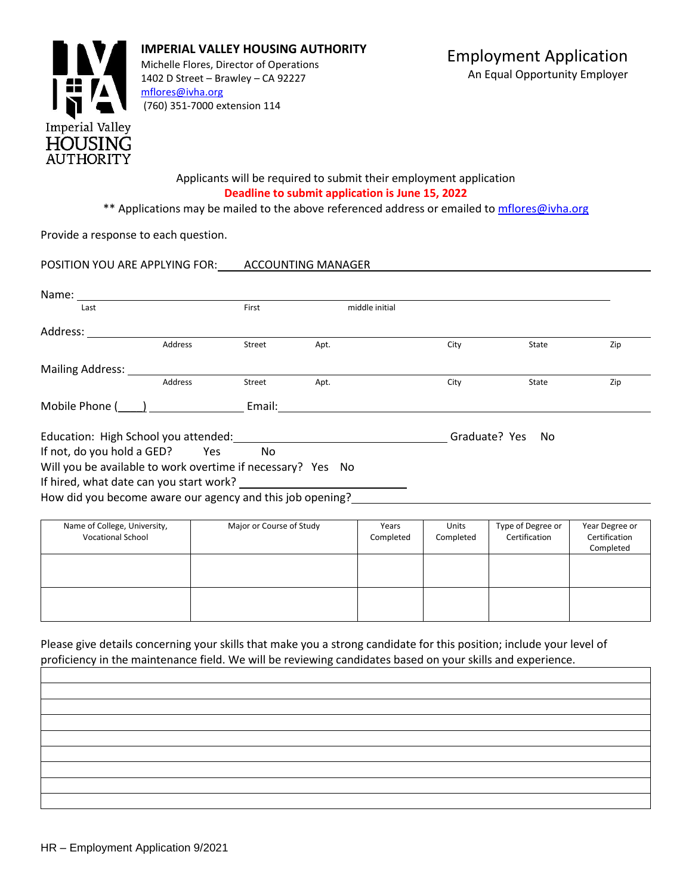**IMPERIAL VALLEY HOUSING AUTHORITY**
Michelle Flores, Director of Operations
1402 D Street – Brawley – CA 92227
mflores@ivha.org
(760) 351-7000 extension 114

# Employment Application

An Equal Opportunity Employer

Imperial Valley HOUSING AUTHORITY

Applicants will be required to submit their employment application

**Deadline to submit application is June 15, 2022**

** Applications may be mailed to the above referenced address or emailed to mflores@ivha.org

Provide a response to each question.

POSITION YOU ARE APPLYING FOR: ACCOUNTING MANAGER

Name: ______________________________________________
Last First middle initial

Address: ______________________________________________
Address Street Apt. City State Zip

Mailing Address: ______________________________________________
Address Street Apt. City State Zip

Mobile Phone (____) ______________ Email: ______________________________

Education: High School you attended: ______________________ Graduate? Yes No

If not, do you hold a GED? Yes No

Will you be available to work overtime if necessary? Yes No

If hired, what date can you start work? ______________________

How did you become aware our agency and this job opening? ______________________

| Name of College, University, Vocational School | Major or Course of Study | Years Completed | Units Completed | Type of Degree or Certification | Year Degree or Certification Completed |
|---|---|---|---|---|---|
| | | | | | |
| | | | | | |

Please give details concerning your skills that make you a strong candidate for this position; include your level of proficiency in the maintenance field. We will be reviewing candidates based on your skills and experience.

| |
|---|
| |
| |
| |
| |
| |
| |
| |
| |

HR – Employment Application 9/2021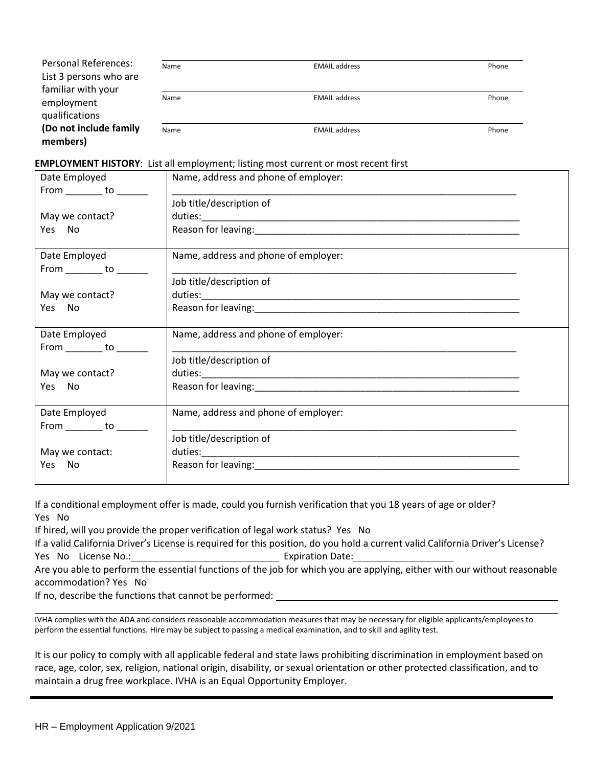Personal References: List 3 persons who are familiar with your employment qualifications **(Do not include family members)**

| Name | EMAIL address | Phone |
|---|---|---|
| Name | EMAIL address | Phone |
| Name | EMAIL address | Phone |

**EMPLOYMENT HISTORY**: List all employment; listing most current or most recent first

| Date Employed | Name, address and phone of employer: |
|---|---|
| Date Employed<br>From _______ to ______<br><br>May we contact?<br>Yes No | Name, address and phone of employer:<br>_______________________________________________________________<br>Job title/description of duties:_______________________________________________________<br>Reason for leaving:_______________________________________________ |
| Date Employed<br>From _______ to ______<br><br>May we contact?<br>Yes No | Name, address and phone of employer:<br>_______________________________________________________________<br>Job title/description of duties:_______________________________________________________<br>Reason for leaving:_______________________________________________ |
| Date Employed<br>From _______ to ______<br><br>May we contact?<br>Yes No | Name, address and phone of employer:<br>_______________________________________________________________<br>Job title/description of duties:_______________________________________________________<br>Reason for leaving:_______________________________________________ |
| Date Employed<br>From _______ to ______<br><br>May we contact:<br>Yes No | Name, address and phone of employer:<br>_______________________________________________________________<br>Job title/description of duties:_______________________________________________________<br>Reason for leaving:_______________________________________________ |

If a conditional employment offer is made, could you furnish verification that you 18 years of age or older? Yes No

If hired, will you provide the proper verification of legal work status? Yes No

If a valid California Driver's License is required for this position, do you hold a current valid California Driver's License? Yes No License No.:___________________________ Expiration Date:__________________

Are you able to perform the essential functions of the job for which you are applying, either with our without reasonable accommodation? Yes No

If no, describe the functions that cannot be performed: _______________________________________________

IVHA complies with the ADA and considers reasonable accommodation measures that may be necessary for eligible applicants/employees to perform the essential functions. Hire may be subject to passing a medical examination, and to skill and agility test.

It is our policy to comply with all applicable federal and state laws prohibiting discrimination in employment based on race, age, color, sex, religion, national origin, disability, or sexual orientation or other protected classification, and to maintain a drug free workplace. IVHA is an Equal Opportunity Employer.

HR – Employment Application 9/2021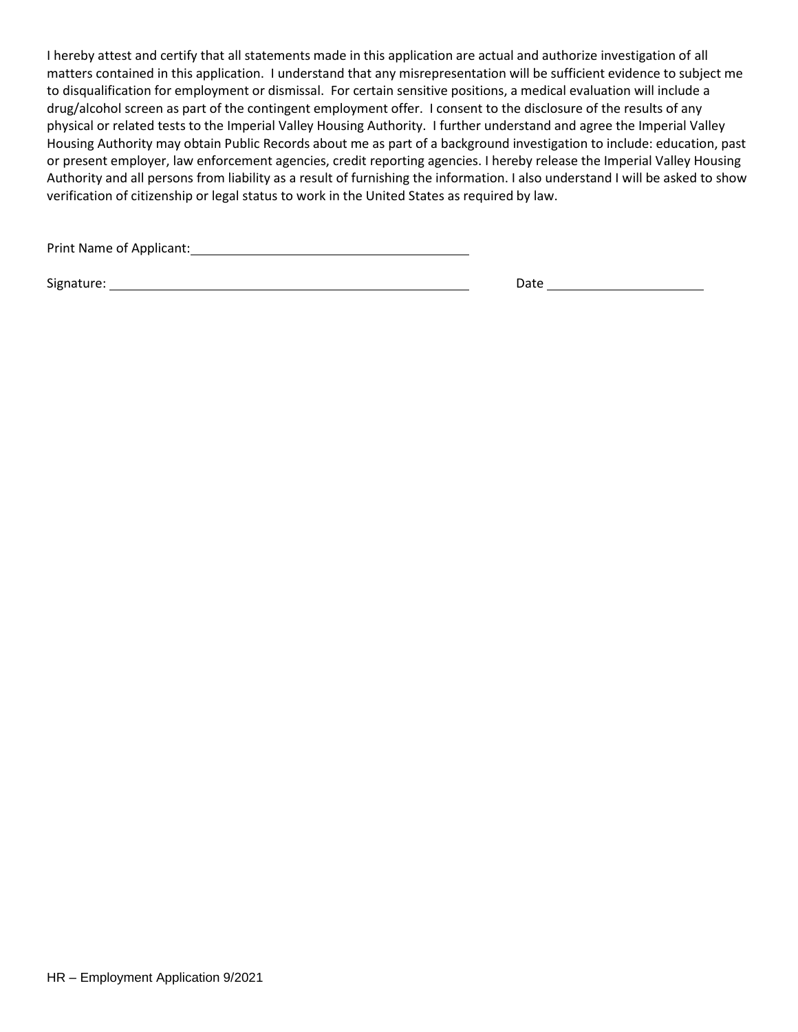I hereby attest and certify that all statements made in this application are actual and authorize investigation of all matters contained in this application. I understand that any misrepresentation will be sufficient evidence to subject me to disqualification for employment or dismissal. For certain sensitive positions, a medical evaluation will include a drug/alcohol screen as part of the contingent employment offer. I consent to the disclosure of the results of any physical or related tests to the Imperial Valley Housing Authority. I further understand and agree the Imperial Valley Housing Authority may obtain Public Records about me as part of a background investigation to include: education, past or present employer, law enforcement agencies, credit reporting agencies. I hereby release the Imperial Valley Housing Authority and all persons from liability as a result of furnishing the information. I also understand I will be asked to show verification of citizenship or legal status to work in the United States as required by law.

Print Name of Applicant: ______________________________________

Signature: ____________________________________________________ Date ______________________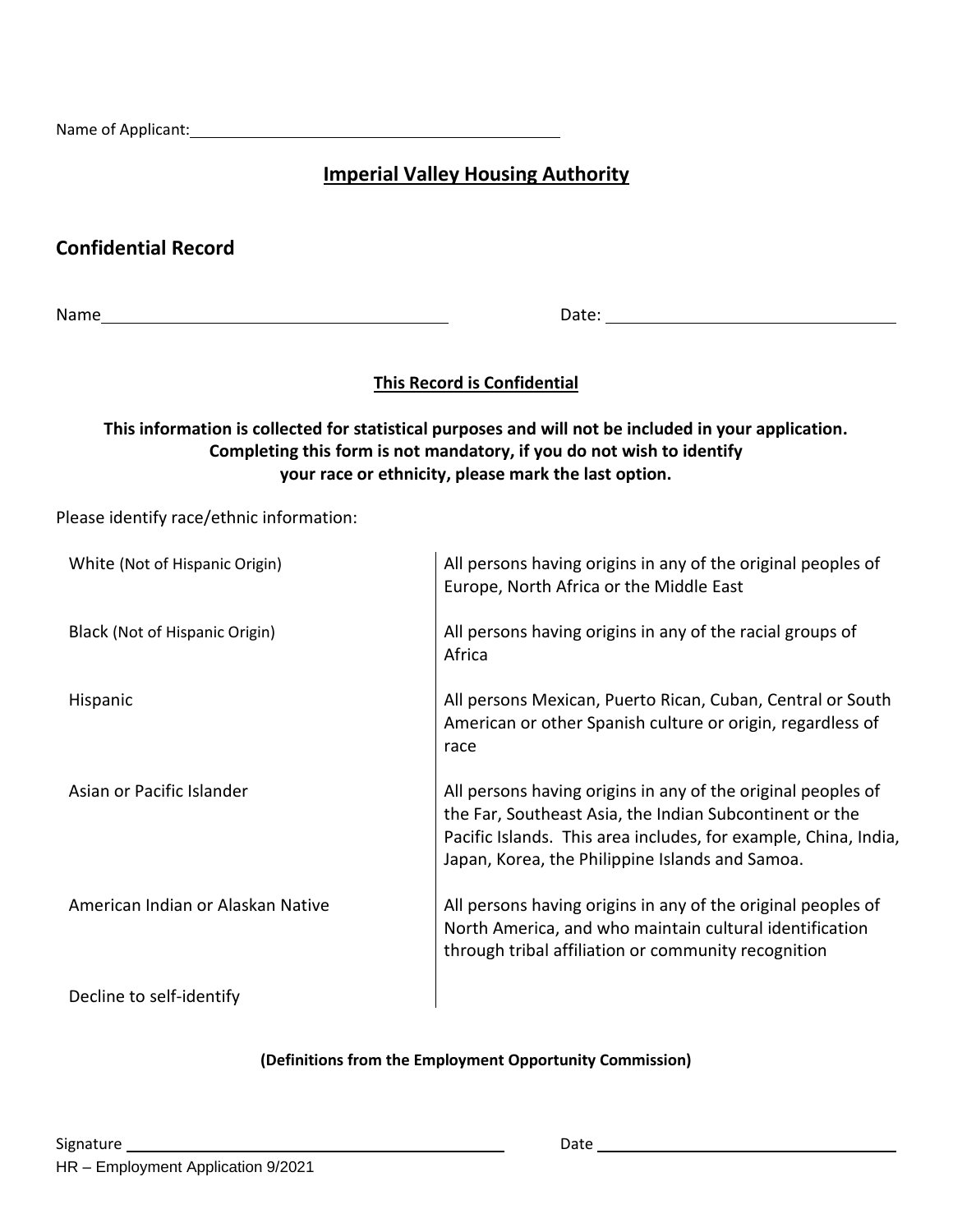Name of Applicant: ____________________________________________

## Imperial Valley Housing Authority

### Confidential Record

Name ______________________________________ Date: ________________________________

**This Record is Confidential**

**This information is collected for statistical purposes and will not be included in your application. Completing this form is not mandatory, if you do not wish to identify your race or ethnicity, please mark the last option.**

Please identify race/ethnic information:

| | |
|---|---|
| White (Not of Hispanic Origin) | All persons having origins in any of the original peoples of Europe, North Africa or the Middle East |
| Black (Not of Hispanic Origin) | All persons having origins in any of the racial groups of Africa |
| Hispanic | All persons Mexican, Puerto Rican, Cuban, Central or South American or other Spanish culture or origin, regardless of race |
| Asian or Pacific Islander | All persons having origins in any of the original peoples of the Far, Southeast Asia, the Indian Subcontinent or the Pacific Islands. This area includes, for example, China, India, Japan, Korea, the Philippine Islands and Samoa. |
| American Indian or Alaskan Native | All persons having origins in any of the original peoples of North America, and who maintain cultural identification through tribal affiliation or community recognition |
| Decline to self-identify | |

**(Definitions from the Employment Opportunity Commission)**

Signature ______________________________________________ Date ______________________________________

HR – Employment Application 9/2021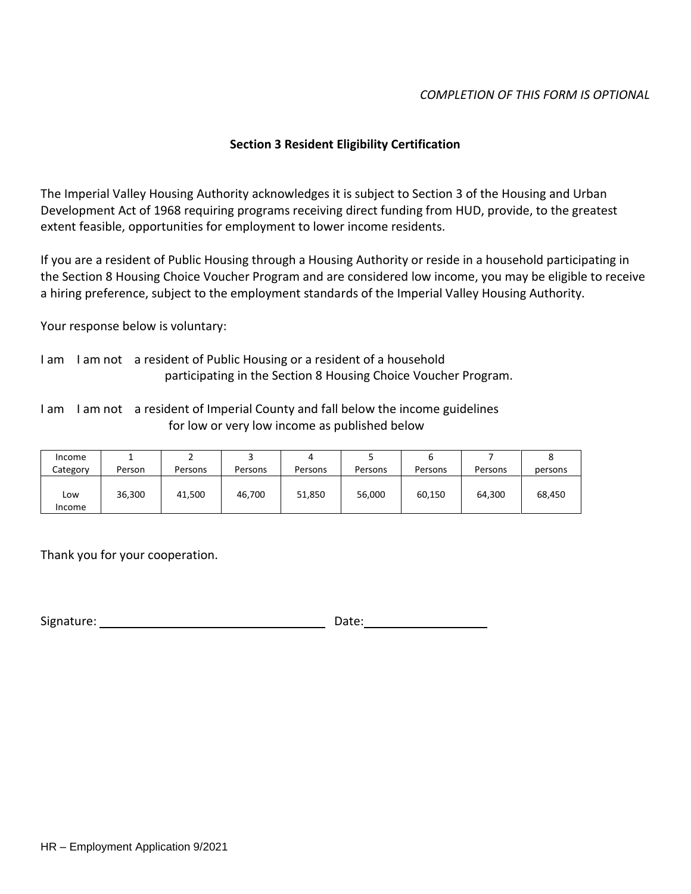*COMPLETION OF THIS FORM IS OPTIONAL*

**Section 3 Resident Eligibility Certification**

The Imperial Valley Housing Authority acknowledges it is subject to Section 3 of the Housing and Urban Development Act of 1968 requiring programs receiving direct funding from HUD, provide, to the greatest extent feasible, opportunities for employment to lower income residents.

If you are a resident of Public Housing through a Housing Authority or reside in a household participating in the Section 8 Housing Choice Voucher Program and are considered low income, you may be eligible to receive a hiring preference, subject to the employment standards of the Imperial Valley Housing Authority.

Your response below is voluntary:

I am    I am not    a resident of Public Housing or a resident of a household participating in the Section 8 Housing Choice Voucher Program.

I am    I am not    a resident of Imperial County and fall below the income guidelines for low or very low income as published below

| Income Category | 1 Person | 2 Persons | 3 Persons | 4 Persons | 5 Persons | 6 Persons | 7 Persons | 8 persons |
|---|---|---|---|---|---|---|---|---|
| Low Income | 36,300 | 41,500 | 46,700 | 51,850 | 56,000 | 60,150 | 64,300 | 68,450 |

Thank you for your cooperation.

Signature: ______________________________ Date: ________________

HR – Employment Application 9/2021